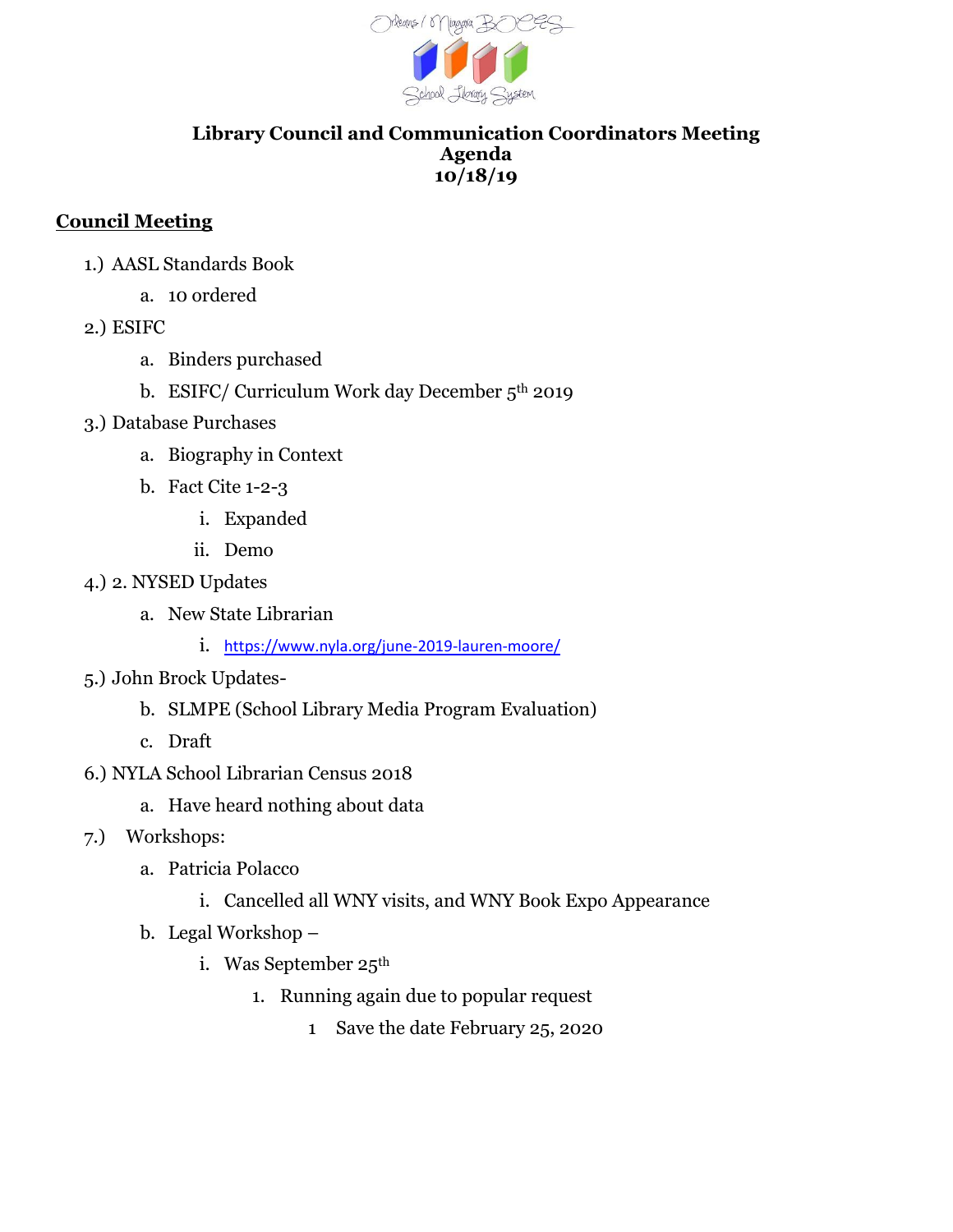Orleans / Niagara BOCES School Library System

**Library Council and Communication Coordinators Meeting**
**Agenda**
**10/18/19**

## Council Meeting

1.) AASL Standards Book
   - a. 10 ordered

2.) ESIFC
   - a. Binders purchased
   - b. ESIFC/ Curriculum Work day December 5th 2019

3.) Database Purchases
   - a. Biography in Context
   - b. Fact Cite 1-2-3
     - i. Expanded
     - ii. Demo

4.) 2. NYSED Updates
   - a. New State Librarian
     - i. https://www.nyla.org/june-2019-lauren-moore/

5.) John Brock Updates-
   - b. SLMPE (School Library Media Program Evaluation)
   - c. Draft

6.) NYLA School Librarian Census 2018
   - a. Have heard nothing about data

7.) Workshops:
   - a. Patricia Polacco
     - i. Cancelled all WNY visits, and WNY Book Expo Appearance
   - b. Legal Workshop –
     - i. Was September 25th
       1. Running again due to popular request
          1 Save the date February 25, 2020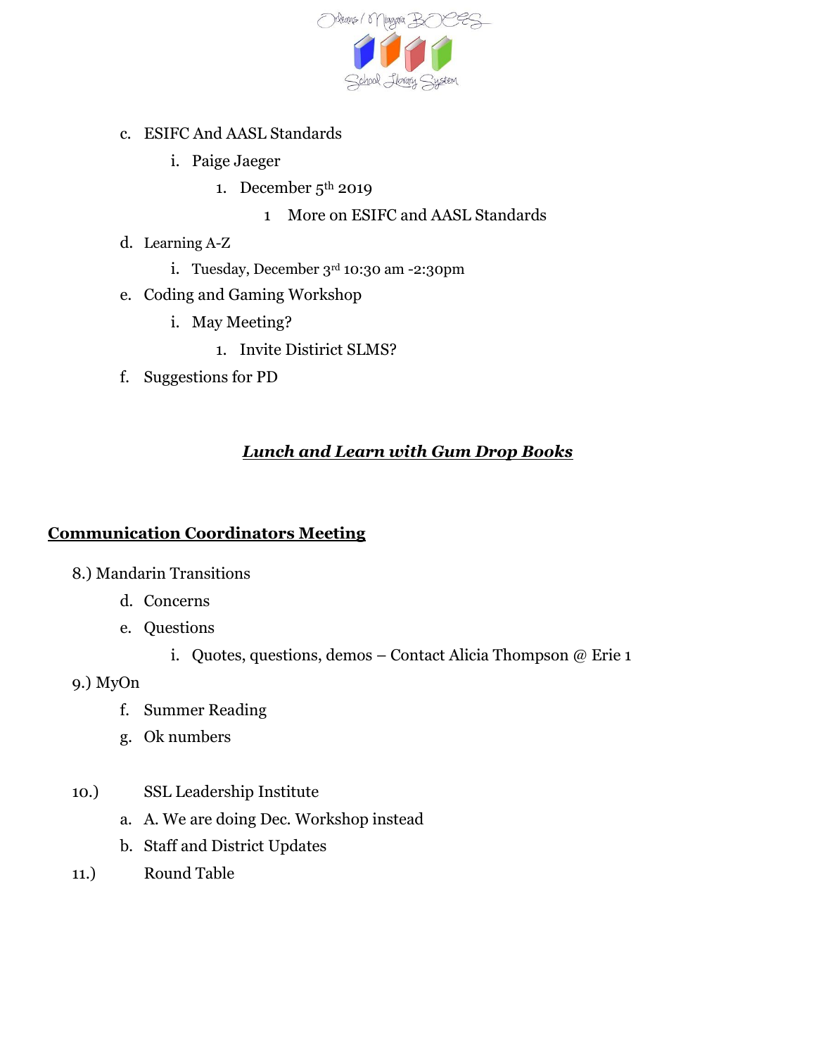c. ESIFC And AASL Standards
    i. Paige Jaeger
        1. December 5th 2019
            1 More on ESIFC and AASL Standards

d. Learning A-Z
    i. Tuesday, December 3rd 10:30 am -2:30pm

e. Coding and Gaming Workshop
    i. May Meeting?
        1. Invite Distirict SLMS?

f. Suggestions for PD

***Lunch and Learn with Gum Drop Books***

**Communication Coordinators Meeting**

8.) Mandarin Transitions
    d. Concerns
    e. Questions
        i. Quotes, questions, demos – Contact Alicia Thompson @ Erie 1

9.) MyOn
    f. Summer Reading
    g. Ok numbers

10.) SSL Leadership Institute
    a. A. We are doing Dec. Workshop instead
    b. Staff and District Updates

11.) Round Table